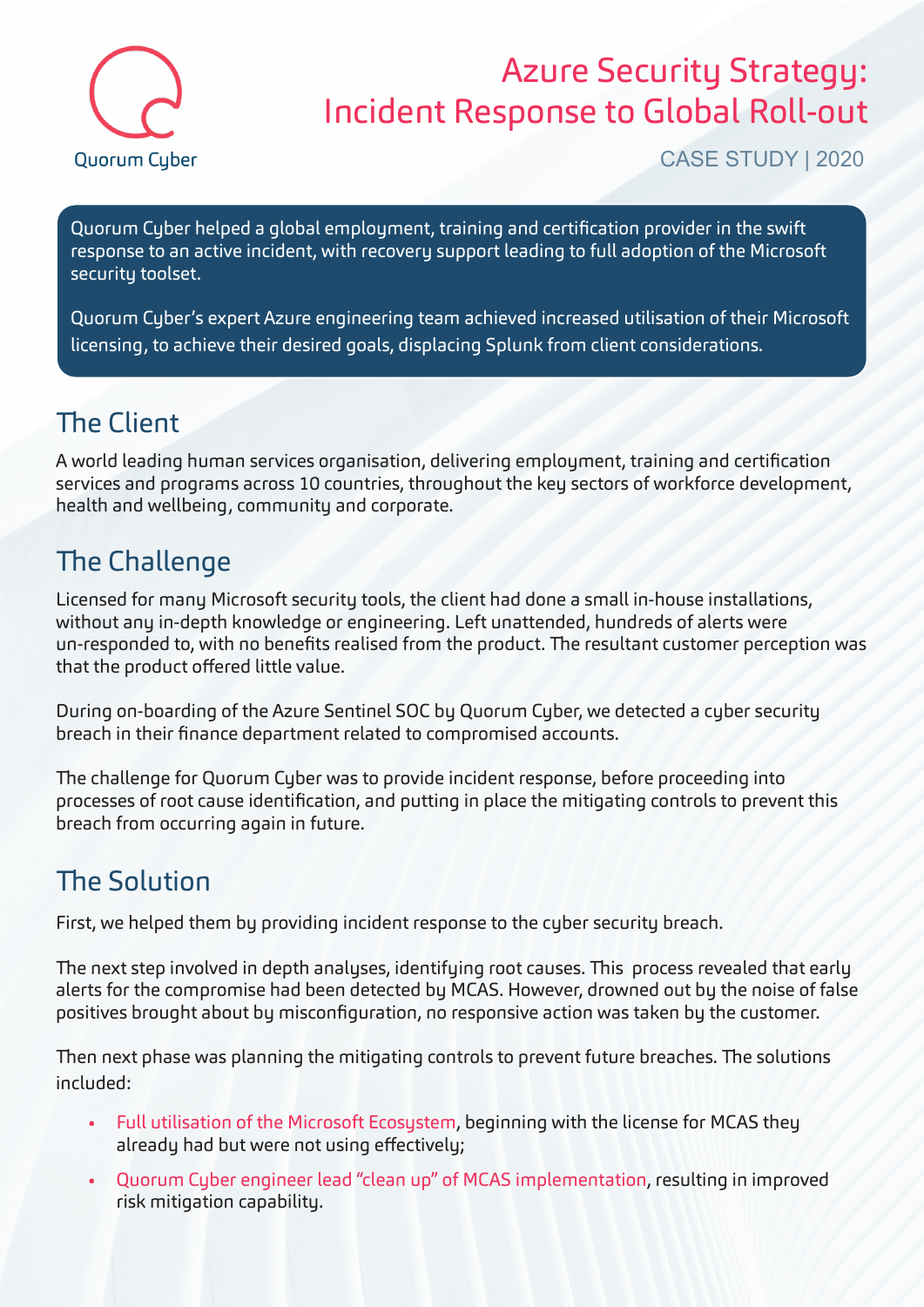Quorum Cyber

# Azure Security Strategy: Incident Response to Global Roll-out

CASE STUDY | 2020

Quorum Cyber helped a global employment, training and certification provider in the swift response to an active incident, with recovery support leading to full adoption of the Microsoft security toolset.

Quorum Cyber's expert Azure engineering team achieved increased utilisation of their Microsoft licensing, to achieve their desired goals, displacing Splunk from client considerations.

## The Client

A world leading human services organisation, delivering employment, training and certification services and programs across 10 countries, throughout the key sectors of workforce development, health and wellbeing, community and corporate.

## The Challenge

Licensed for many Microsoft security tools, the client had done a small in-house installations, without any in-depth knowledge or engineering. Left unattended, hundreds of alerts were un-responded to, with no benefits realised from the product. The resultant customer perception was that the product offered little value.

During on-boarding of the Azure Sentinel SOC by Quorum Cyber, we detected a cyber security breach in their finance department related to compromised accounts.

The challenge for Quorum Cyber was to provide incident response, before proceeding into processes of root cause identification, and putting in place the mitigating controls to prevent this breach from occurring again in future.

## The Solution

First, we helped them by providing incident response to the cyber security breach.

The next step involved in depth analyses, identifying root causes. This process revealed that early alerts for the compromise had been detected by MCAS. However, drowned out by the noise of false positives brought about by misconfiguration, no responsive action was taken by the customer.

Then next phase was planning the mitigating controls to prevent future breaches. The solutions included:

- Full utilisation of the Microsoft Ecosystem, beginning with the license for MCAS they already had but were not using effectively;
- Quorum Cyber engineer lead "clean up" of MCAS implementation, resulting in improved risk mitigation capability.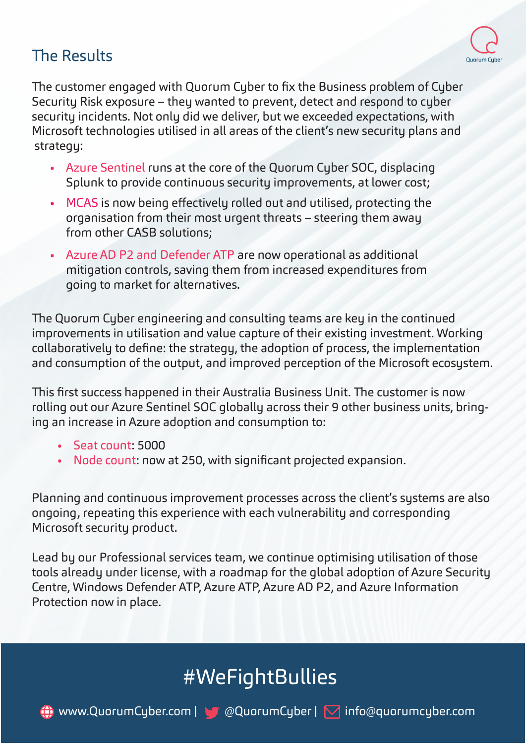## The Results

The customer engaged with Quorum Cyber to fix the Business problem of Cyber Security Risk exposure – they wanted to prevent, detect and respond to cyber security incidents. Not only did we deliver, but we exceeded expectations, with Microsoft technologies utilised in all areas of the client's new security plans and strategy:

- Azure Sentinel runs at the core of the Quorum Cyber SOC, displacing Splunk to provide continuous security improvements, at lower cost;
- MCAS is now being effectively rolled out and utilised, protecting the organisation from their most urgent threats – steering them away from other CASB solutions;
- Azure AD P2 and Defender ATP are now operational as additional mitigation controls, saving them from increased expenditures from going to market for alternatives.

The Quorum Cyber engineering and consulting teams are key in the continued improvements in utilisation and value capture of their existing investment. Working collaboratively to define: the strategy, the adoption of process, the implementation and consumption of the output, and improved perception of the Microsoft ecosystem.

This first success happened in their Australia Business Unit. The customer is now rolling out our Azure Sentinel SOC globally across their 9 other business units, bringing an increase in Azure adoption and consumption to:

- Seat count: 5000
- Node count: now at 250, with significant projected expansion.

Planning and continuous improvement processes across the client's systems are also ongoing, repeating this experience with each vulnerability and corresponding Microsoft security product.

Lead by our Professional services team, we continue optimising utilisation of those tools already under license, with a roadmap for the global adoption of Azure Security Centre, Windows Defender ATP, Azure ATP, Azure AD P2, and Azure Information Protection now in place.

#WeFightBullies

www.QuorumCyber.com | @QuorumCyber | info@quorumcyber.com